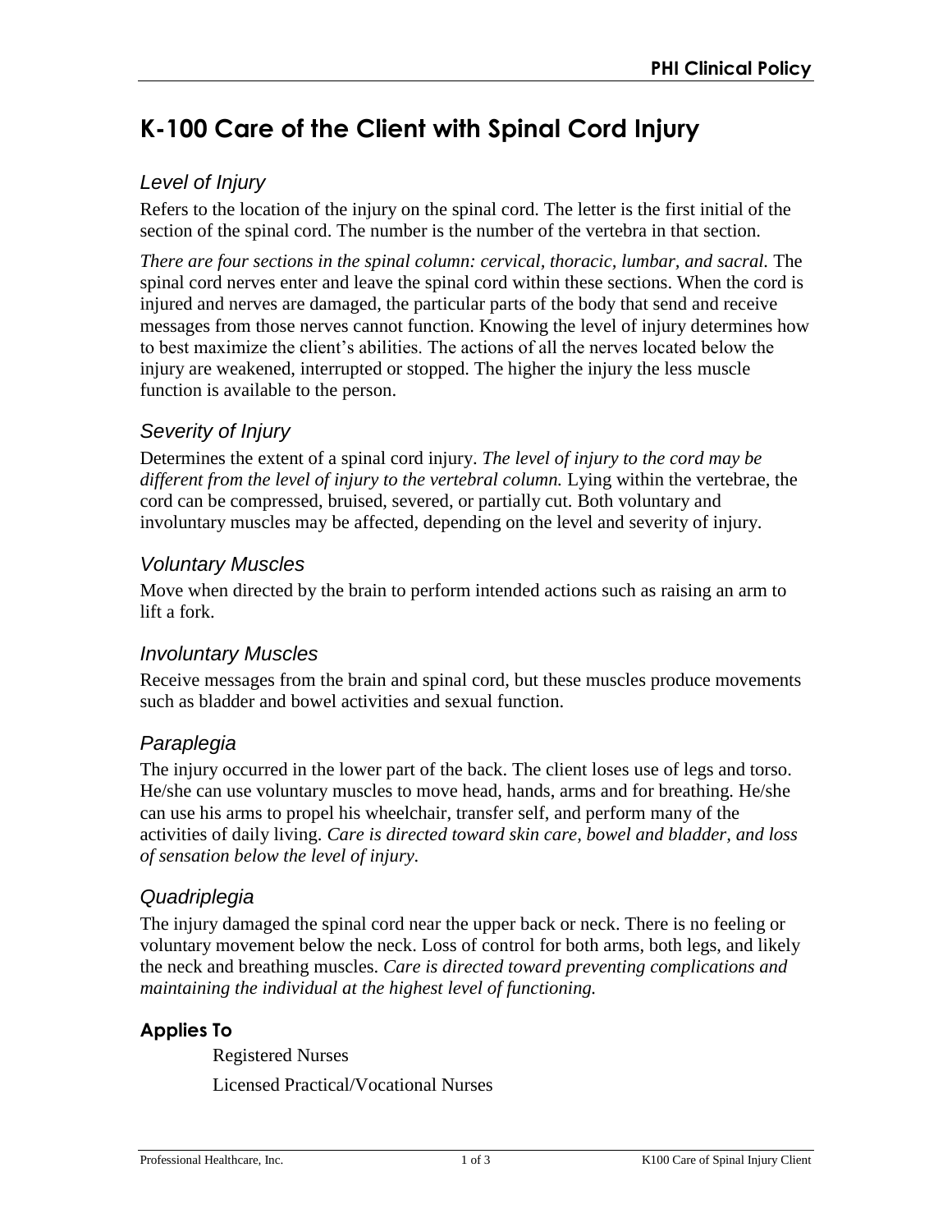# K-100 Care of the Client with Spinal Cord Injury

### *Level of Injury*

Refers to the location of the injury on the spinal cord. The letter is the first initial of the section of the spinal cord. The number is the number of the vertebra in that section.

*There are four sections in the spinal column: cervical, thoracic, lumbar, and sacral.* The spinal cord nerves enter and leave the spinal cord within these sections. When the cord is injured and nerves are damaged, the particular parts of the body that send and receive messages from those nerves cannot function. Knowing the level of injury determines how to best maximize the client's abilities. The actions of all the nerves located below the injury are weakened, interrupted or stopped. The higher the injury the less muscle function is available to the person.

### *Severity of Injury*

Determines the extent of a spinal cord injury. *The level of injury to the cord may be different from the level of injury to the vertebral column.* Lying within the vertebrae, the cord can be compressed, bruised, severed, or partially cut. Both voluntary and involuntary muscles may be affected, depending on the level and severity of injury.

### *Voluntary Muscles*

Move when directed by the brain to perform intended actions such as raising an arm to lift a fork.

### *Involuntary Muscles*

Receive messages from the brain and spinal cord, but these muscles produce movements such as bladder and bowel activities and sexual function.

### *Paraplegia*

The injury occurred in the lower part of the back. The client loses use of legs and torso. He/she can use voluntary muscles to move head, hands, arms and for breathing. He/she can use his arms to propel his wheelchair, transfer self, and perform many of the activities of daily living. *Care is directed toward skin care, bowel and bladder, and loss of sensation below the level of injury.*

### *Quadriplegia*

The injury damaged the spinal cord near the upper back or neck. There is no feeling or voluntary movement below the neck. Loss of control for both arms, both legs, and likely the neck and breathing muscles. *Care is directed toward preventing complications and maintaining the individual at the highest level of functioning.*

#### Applies To

Registered Nurses

Licensed Practical/Vocational Nurses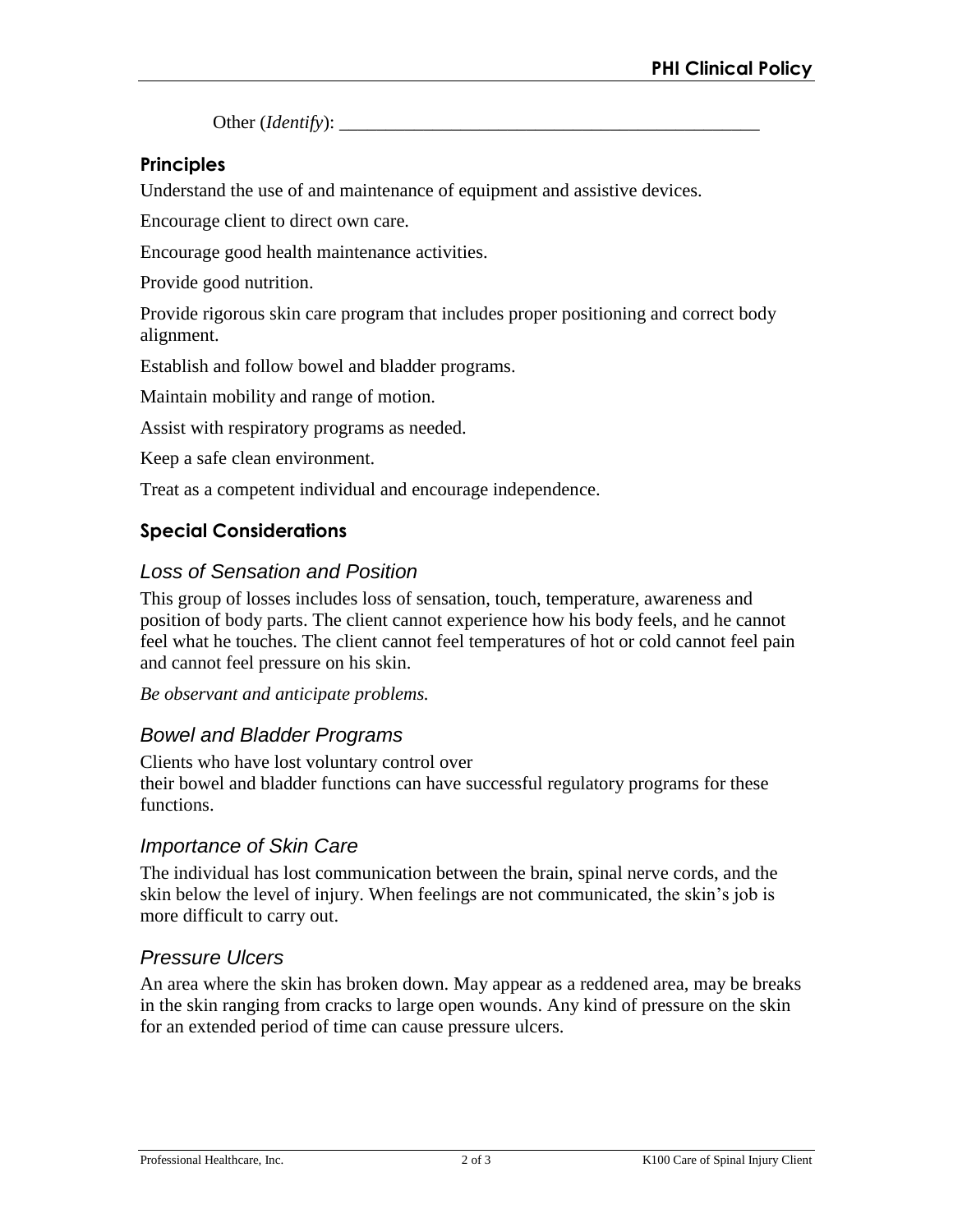Other (*Identify*): ________________________________________________

## Principles

Understand the use of and maintenance of equipment and assistive devices.

Encourage client to direct own care.

Encourage good health maintenance activities.

Provide good nutrition.

Provide rigorous skin care program that includes proper positioning and correct body alignment.

Establish and follow bowel and bladder programs.

Maintain mobility and range of motion.

Assist with respiratory programs as needed.

Keep a safe clean environment.

Treat as a competent individual and encourage independence.

## Special Considerations

### *Loss of Sensation and Position*

This group of losses includes loss of sensation, touch, temperature, awareness and position of body parts. The client cannot experience how his body feels, and he cannot feel what he touches. The client cannot feel temperatures of hot or cold cannot feel pain and cannot feel pressure on his skin.

*Be observant and anticipate problems.*

### *Bowel and Bladder Programs*

Clients who have lost voluntary control over their bowel and bladder functions can have successful regulatory programs for these functions.

### *Importance of Skin Care*

The individual has lost communication between the brain, spinal nerve cords, and the skin below the level of injury. When feelings are not communicated, the skin's job is more difficult to carry out.

### *Pressure Ulcers*

An area where the skin has broken down. May appear as a reddened area, may be breaks in the skin ranging from cracks to large open wounds. Any kind of pressure on the skin for an extended period of time can cause pressure ulcers.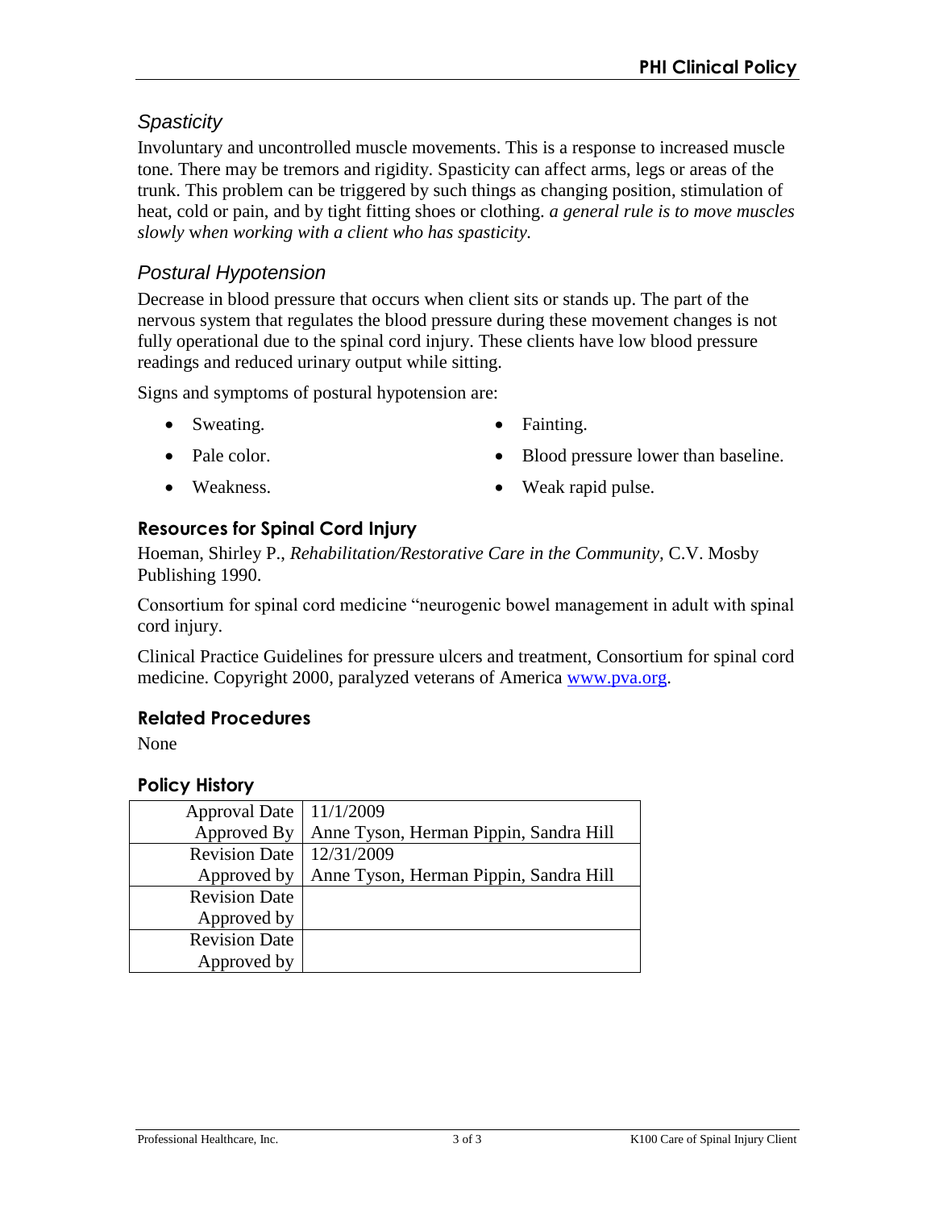### *Spasticity*

Involuntary and uncontrolled muscle movements. This is a response to increased muscle tone. There may be tremors and rigidity. Spasticity can affect arms, legs or areas of the trunk. This problem can be triggered by such things as changing position, stimulation of heat, cold or pain, and by tight fitting shoes or clothing. *a general rule is to move muscles slowly when working with a client who has spasticity.*

### *Postural Hypotension*

Decrease in blood pressure that occurs when client sits or stands up. The part of the nervous system that regulates the blood pressure during these movement changes is not fully operational due to the spinal cord injury. These clients have low blood pressure readings and reduced urinary output while sitting.

Signs and symptoms of postural hypotension are:

- Sweating.
- Pale color.
- Weakness.
- Fainting.
- Blood pressure lower than baseline.
- Weak rapid pulse.

## Resources for Spinal Cord Injury

Hoeman, Shirley P., *Rehabilitation/Restorative Care in the Community*, C.V. Mosby Publishing 1990.

Consortium for spinal cord medicine "neurogenic bowel management in adult with spinal cord injury.

Clinical Practice Guidelines for pressure ulcers and treatment, Consortium for spinal cord medicine. Copyright 2000, paralyzed veterans of America www.pva.org.

## Related Procedures

None

## Policy History

| | |
|---|---|
| Approval Date | 11/1/2009 |
| Approved By | Anne Tyson, Herman Pippin, Sandra Hill |
| Revision Date | 12/31/2009 |
| Approved by | Anne Tyson, Herman Pippin, Sandra Hill |
| Revision Date | |
| Approved by | |
| Revision Date | |
| Approved by | |